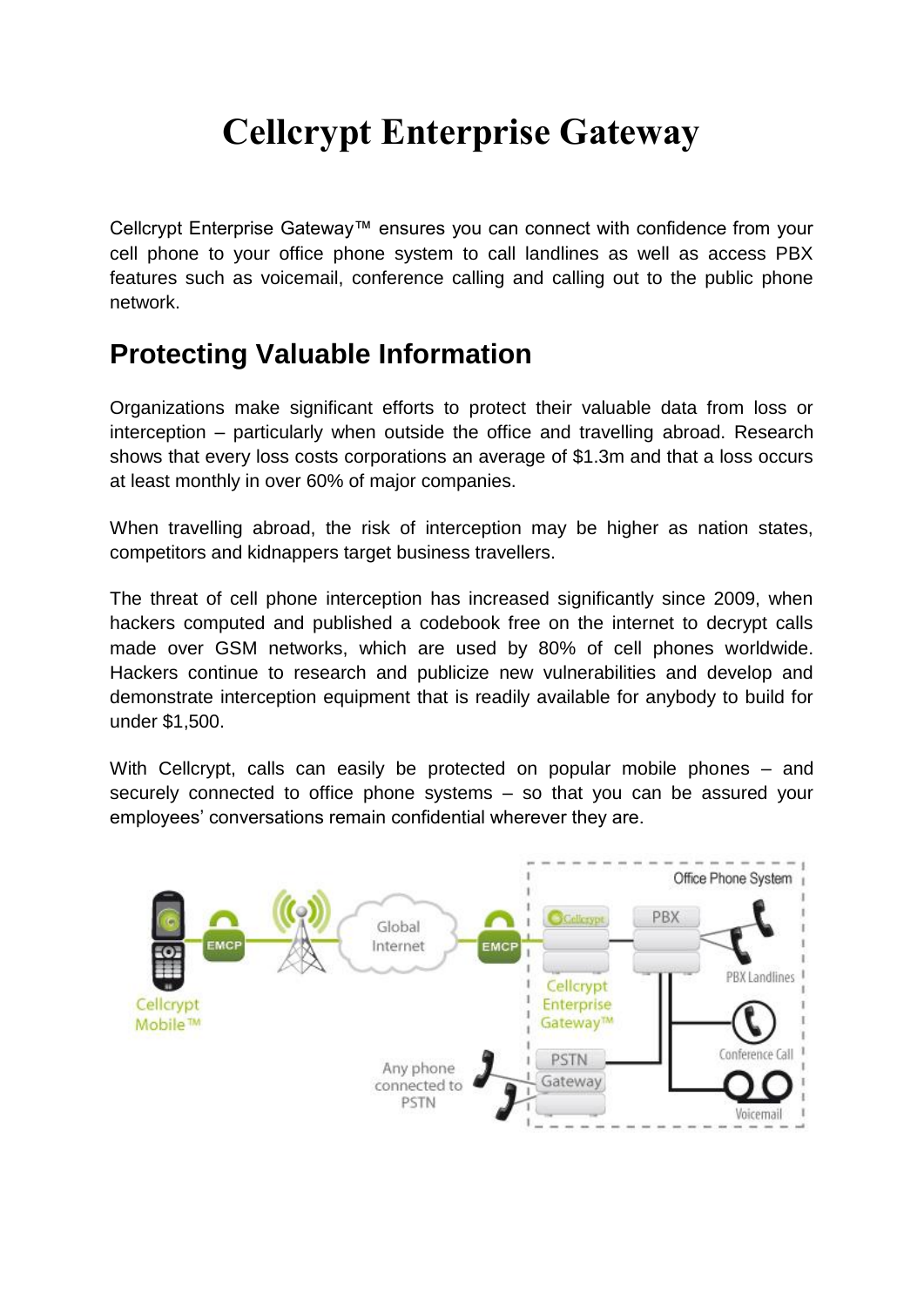# Cellcrypt Enterprise Gateway

Cellcrypt Enterprise Gateway™ ensures you can connect with confidence from your cell phone to your office phone system to call landlines as well as access PBX features such as voicemail, conference calling and calling out to the public phone network.

## Protecting Valuable Information

Organizations make significant efforts to protect their valuable data from loss or interception – particularly when outside the office and travelling abroad. Research shows that every loss costs corporations an average of $1.3m and that a loss occurs at least monthly in over 60% of major companies.

When travelling abroad, the risk of interception may be higher as nation states, competitors and kidnappers target business travellers.

The threat of cell phone interception has increased significantly since 2009, when hackers computed and published a codebook free on the internet to decrypt calls made over GSM networks, which are used by 80% of cell phones worldwide. Hackers continue to research and publicize new vulnerabilities and develop and demonstrate interception equipment that is readily available for anybody to build for under $1,500.

With Cellcrypt, calls can easily be protected on popular mobile phones – and securely connected to office phone systems – so that you can be assured your employees' conversations remain confidential wherever they are.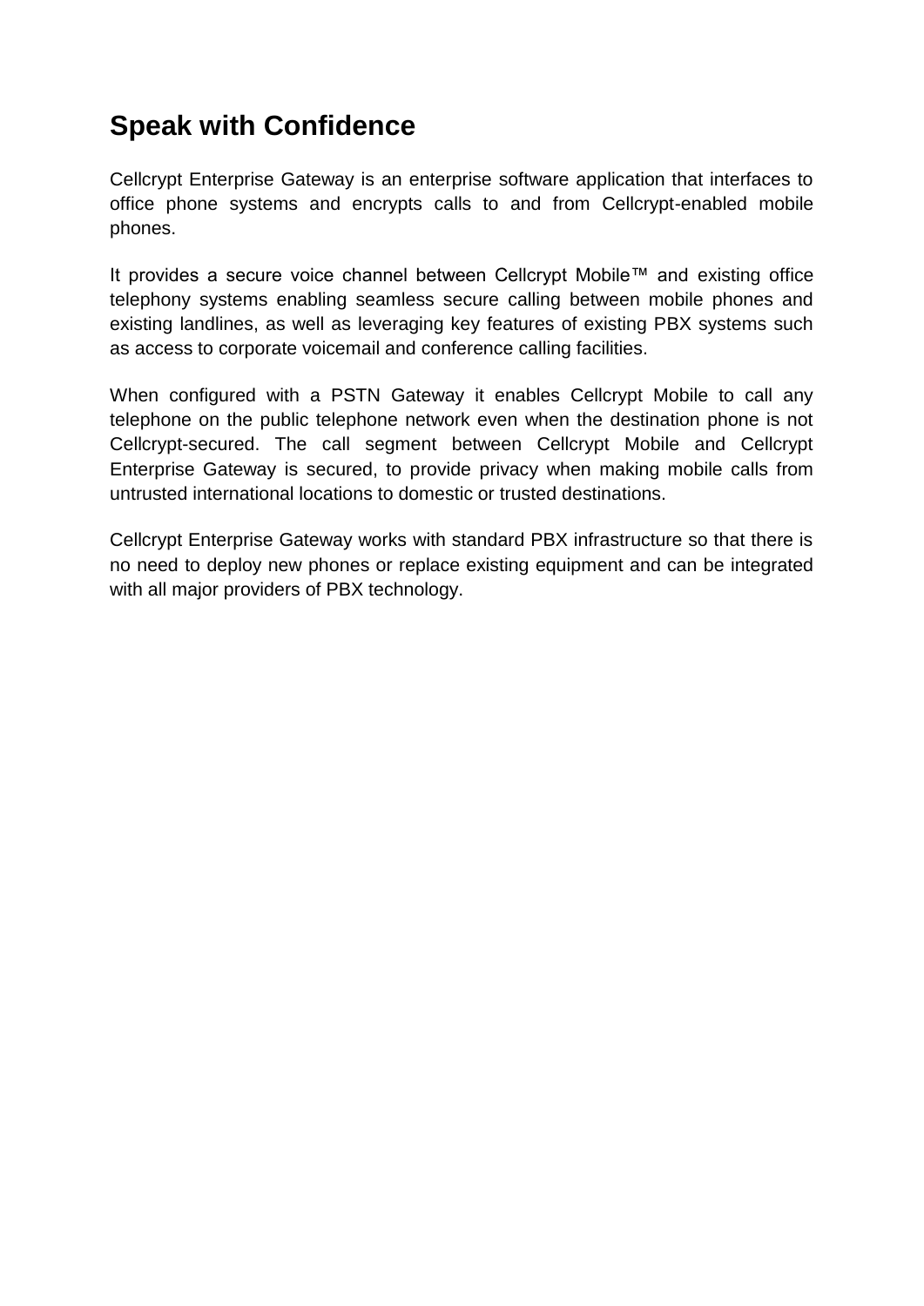## Speak with Confidence

Cellcrypt Enterprise Gateway is an enterprise software application that interfaces to office phone systems and encrypts calls to and from Cellcrypt-enabled mobile phones.

It provides a secure voice channel between Cellcrypt Mobile™ and existing office telephony systems enabling seamless secure calling between mobile phones and existing landlines, as well as leveraging key features of existing PBX systems such as access to corporate voicemail and conference calling facilities.

When configured with a PSTN Gateway it enables Cellcrypt Mobile to call any telephone on the public telephone network even when the destination phone is not Cellcrypt-secured. The call segment between Cellcrypt Mobile and Cellcrypt Enterprise Gateway is secured, to provide privacy when making mobile calls from untrusted international locations to domestic or trusted destinations.

Cellcrypt Enterprise Gateway works with standard PBX infrastructure so that there is no need to deploy new phones or replace existing equipment and can be integrated with all major providers of PBX technology.